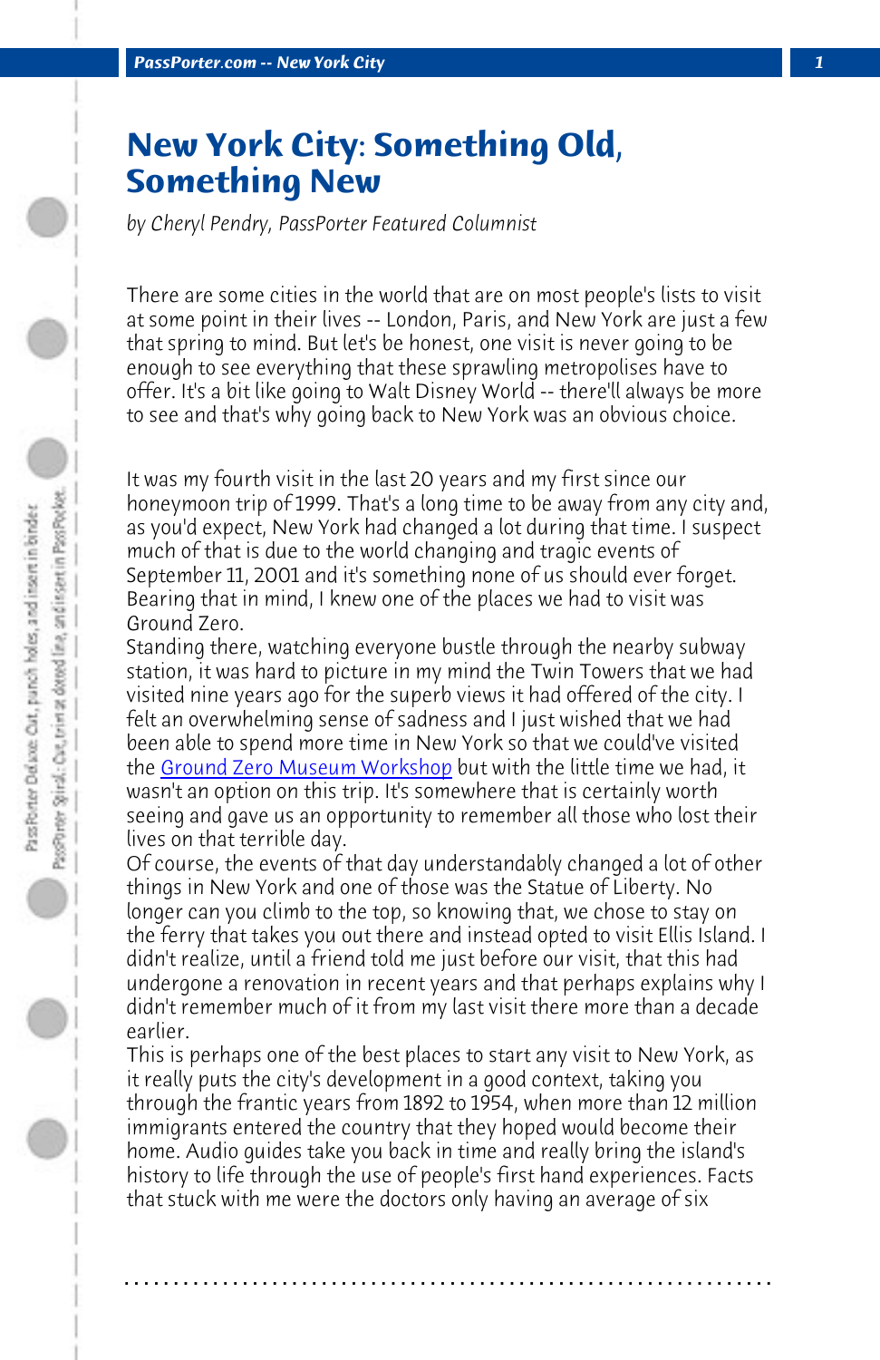# New York City: Something Old, Something New

*by Cheryl Pendry, PassPorter Featured Columnist*

There are some cities in the world that are on most people's lists to visit at some point in their lives -- London, Paris, and New York are just a few that spring to mind. But let's be honest, one visit is never going to be enough to see everything that these sprawling metropolises have to offer. It's a bit like going to Walt Disney World -- there'll always be more to see and that's why going back to New York was an obvious choice.

It was my fourth visit in the last 20 years and my first since our honeymoon trip of 1999. That's a long time to be away from any city and, as you'd expect, New York had changed a lot during that time. I suspect much of that is due to the world changing and tragic events of September 11, 2001 and it's something none of us should ever forget. Bearing that in mind, I knew one of the places we had to visit was Ground Zero.

Standing there, watching everyone bustle through the nearby subway station, it was hard to picture in my mind the Twin Towers that we had visited nine years ago for the superb views it had offered of the city. I felt an overwhelming sense of sadness and I just wished that we had been able to spend more time in New York so that we could've visited the Ground Zero Museum Workshop but with the little time we had, it wasn't an option on this trip. It's somewhere that is certainly worth seeing and gave us an opportunity to remember all those who lost their lives on that terrible day.

Of course, the events of that day understandably changed a lot of other things in New York and one of those was the Statue of Liberty. No longer can you climb to the top, so knowing that, we chose to stay on the ferry that takes you out there and instead opted to visit Ellis Island. I didn't realize, until a friend told me just before our visit, that this had undergone a renovation in recent years and that perhaps explains why I didn't remember much of it from my last visit there more than a decade earlier.

This is perhaps one of the best places to start any visit to New York, as it really puts the city's development in a good context, taking you through the frantic years from 1892 to 1954, when more than 12 million immigrants entered the country that they hoped would become their home. Audio guides take you back in time and really bring the island's history to life through the use of people's first hand experiences. Facts that stuck with me were the doctors only having an average of six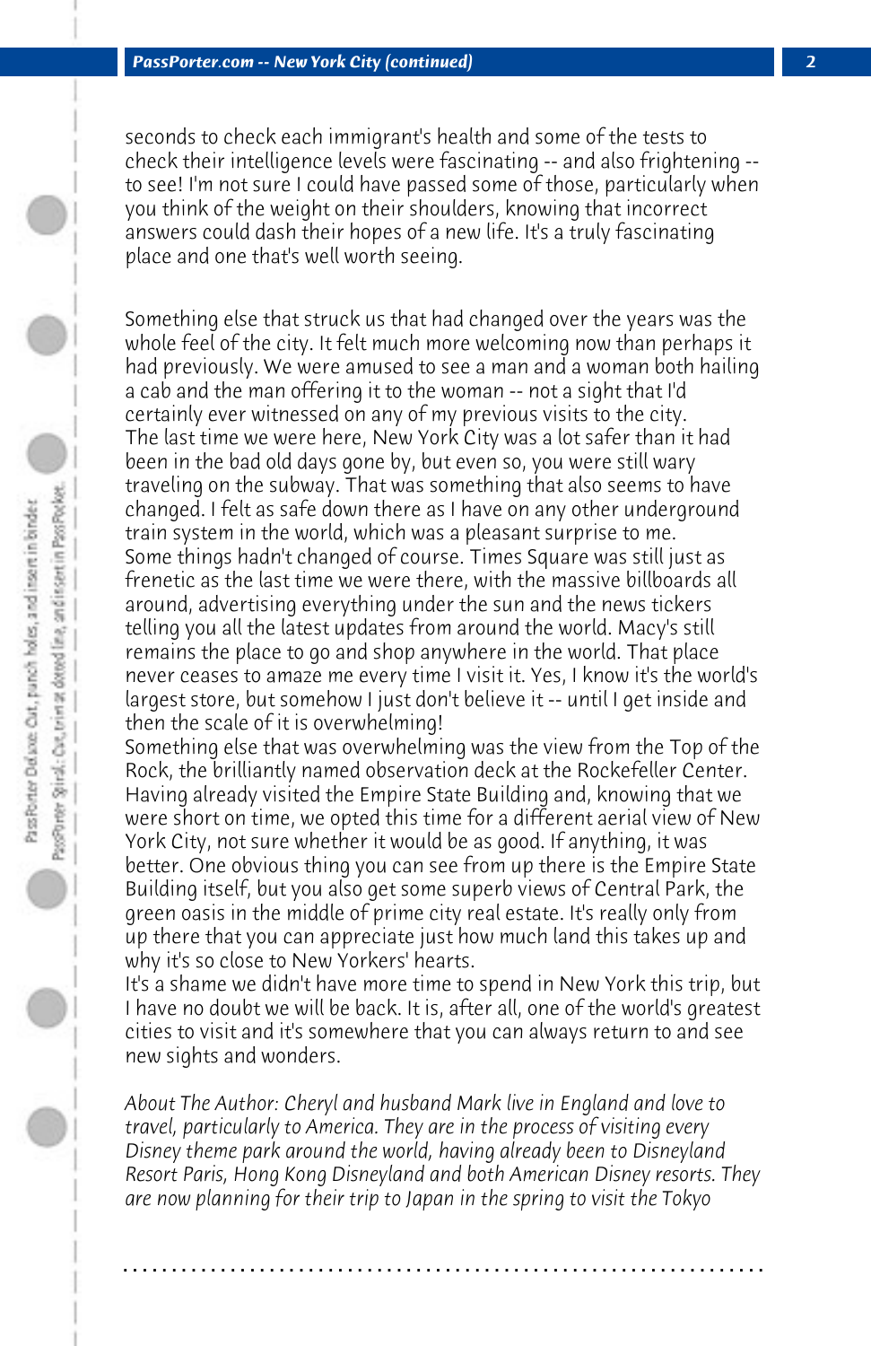seconds to check each immigrant's health and some of the tests to check their intelligence levels were fascinating -- and also frightening -- to see! I'm not sure I could have passed some of those, particularly when you think of the weight on their shoulders, knowing that incorrect answers could dash their hopes of a new life. It's a truly fascinating place and one that's well worth seeing.

Something else that struck us that had changed over the years was the whole feel of the city. It felt much more welcoming now than perhaps it had previously. We were amused to see a man and a woman both hailing a cab and the man offering it to the woman -- not a sight that I'd certainly ever witnessed on any of my previous visits to the city.
The last time we were here, New York City was a lot safer than it had been in the bad old days gone by, but even so, you were still wary traveling on the subway. That was something that also seems to have changed. I felt as safe down there as I have on any other underground train system in the world, which was a pleasant surprise to me.
Some things hadn't changed of course. Times Square was still just as frenetic as the last time we were there, with the massive billboards all around, advertising everything under the sun and the news tickers telling you all the latest updates from around the world. Macy's still remains the place to go and shop anywhere in the world. That place never ceases to amaze me every time I visit it. Yes, I know it's the world's largest store, but somehow I just don't believe it -- until I get inside and then the scale of it is overwhelming!
Something else that was overwhelming was the view from the Top of the Rock, the brilliantly named observation deck at the Rockefeller Center. Having already visited the Empire State Building and, knowing that we were short on time, we opted this time for a different aerial view of New York City, not sure whether it would be as good. If anything, it was better. One obvious thing you can see from up there is the Empire State Building itself, but you also get some superb views of Central Park, the green oasis in the middle of prime city real estate. It's really only from up there that you can appreciate just how much land this takes up and why it's so close to New Yorkers' hearts.
It's a shame we didn't have more time to spend in New York this trip, but I have no doubt we will be back. It is, after all, one of the world's greatest cities to visit and it's somewhere that you can always return to and see new sights and wonders.

*About The Author: Cheryl and husband Mark live in England and love to travel, particularly to America. They are in the process of visiting every Disney theme park around the world, having already been to Disneyland Resort Paris, Hong Kong Disneyland and both American Disney resorts. They are now planning for their trip to Japan in the spring to visit the Tokyo*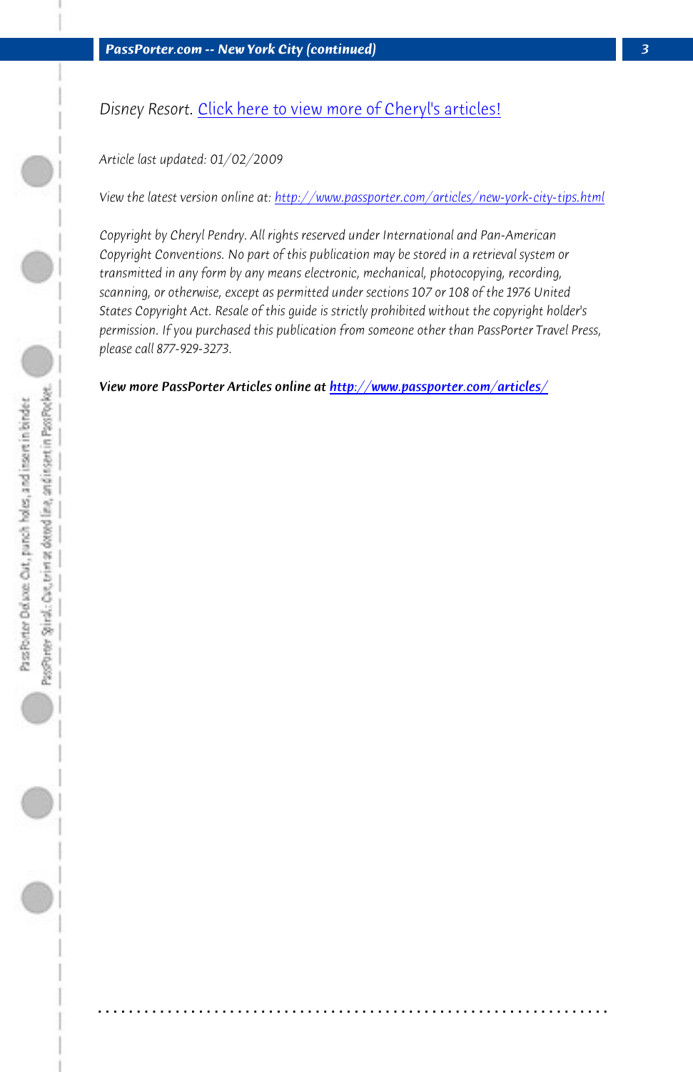*Disney Resort.* [Click here to view more of Cheryl's articles!](#)

*Article last updated: 01/02/2009*

*View the latest version online at: http://www.passporter.com/articles/new-york-city-tips.html*

*Copyright by Cheryl Pendry. All rights reserved under International and Pan-American Copyright Conventions. No part of this publication may be stored in a retrieval system or transmitted in any form by any means electronic, mechanical, photocopying, recording, scanning, or otherwise, except as permitted under sections 107 or 108 of the 1976 United States Copyright Act. Resale of this guide is strictly prohibited without the copyright holder's permission. If you purchased this publication from someone other than PassPorter Travel Press, please call 877-929-3273.*

***View more PassPorter Articles online at http://www.passporter.com/articles/***